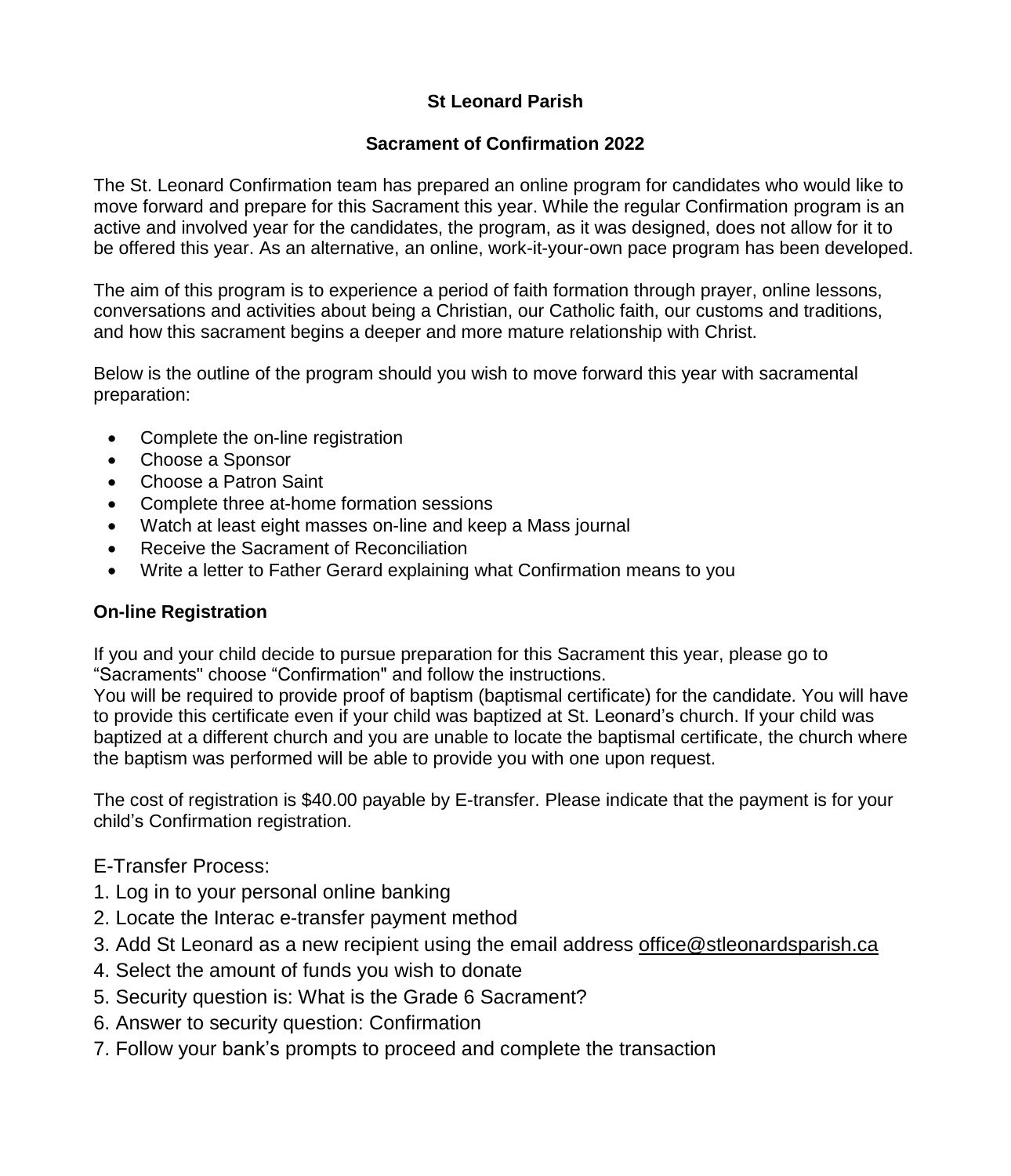**St Leonard Parish**

**Sacrament of Confirmation 2022**

The St. Leonard Confirmation team has prepared an online program for candidates who would like to move forward and prepare for this Sacrament this year. While the regular Confirmation program is an active and involved year for the candidates, the program, as it was designed, does not allow for it to be offered this year. As an alternative, an online, work-it-your-own pace program has been developed.

The aim of this program is to experience a period of faith formation through prayer, online lessons, conversations and activities about being a Christian, our Catholic faith, our customs and traditions, and how this sacrament begins a deeper and more mature relationship with Christ.

Below is the outline of the program should you wish to move forward this year with sacramental preparation:

- Complete the on-line registration
- Choose a Sponsor
- Choose a Patron Saint
- Complete three at-home formation sessions
- Watch at least eight masses on-line and keep a Mass journal
- Receive the Sacrament of Reconciliation
- Write a letter to Father Gerard explaining what Confirmation means to you

**On-line Registration**

If you and your child decide to pursue preparation for this Sacrament this year, please go to "Sacraments" choose "Confirmation" and follow the instructions.
You will be required to provide proof of baptism (baptismal certificate) for the candidate. You will have to provide this certificate even if your child was baptized at St. Leonard's church. If your child was baptized at a different church and you are unable to locate the baptismal certificate, the church where the baptism was performed will be able to provide you with one upon request.

The cost of registration is $40.00 payable by E-transfer. Please indicate that the payment is for your child's Confirmation registration.

E-Transfer Process:

1. Log in to your personal online banking
2. Locate the Interac e-transfer payment method
3. Add St Leonard as a new recipient using the email address office@stleonardsparish.ca
4. Select the amount of funds you wish to donate
5. Security question is: What is the Grade 6 Sacrament?
6. Answer to security question: Confirmation
7. Follow your bank's prompts to proceed and complete the transaction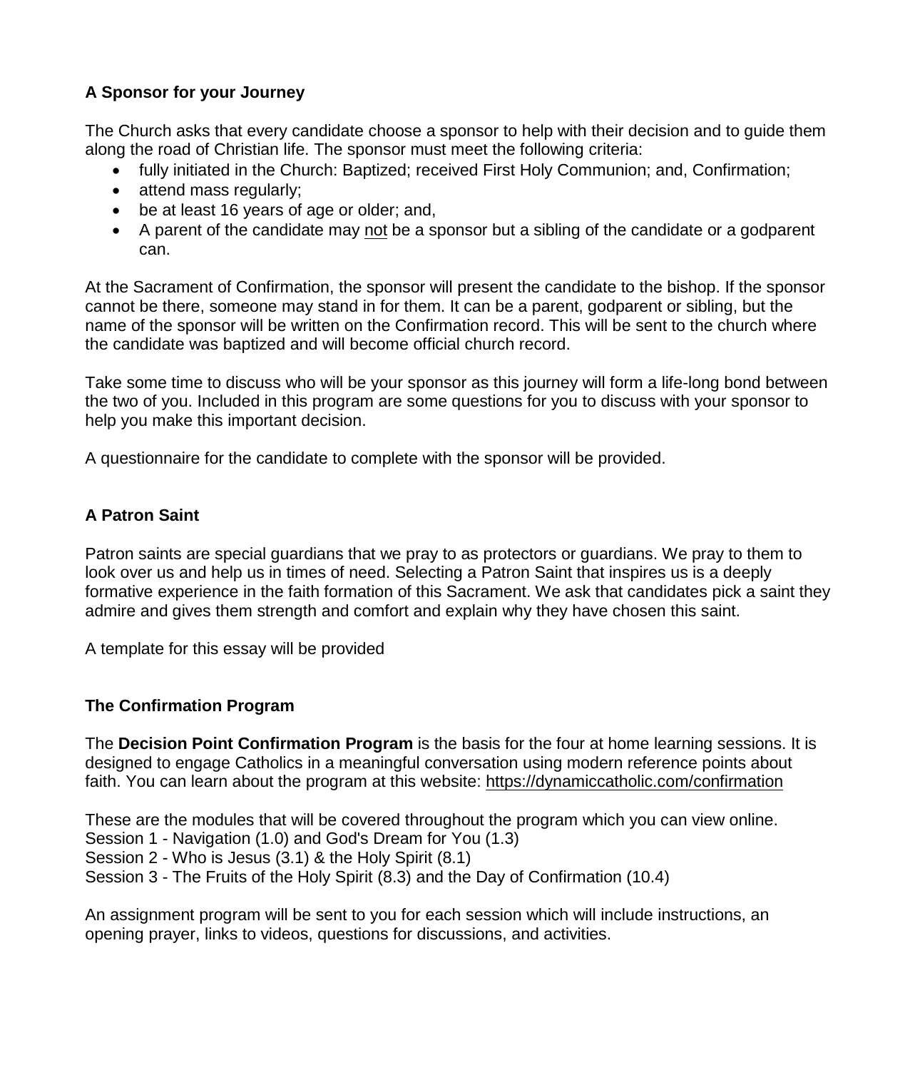**A Sponsor for your Journey**

The Church asks that every candidate choose a sponsor to help with their decision and to guide them along the road of Christian life. The sponsor must meet the following criteria:

- fully initiated in the Church: Baptized; received First Holy Communion; and, Confirmation;
- attend mass regularly;
- be at least 16 years of age or older; and,
- A parent of the candidate may not be a sponsor but a sibling of the candidate or a godparent can.

At the Sacrament of Confirmation, the sponsor will present the candidate to the bishop. If the sponsor cannot be there, someone may stand in for them. It can be a parent, godparent or sibling, but the name of the sponsor will be written on the Confirmation record. This will be sent to the church where the candidate was baptized and will become official church record.

Take some time to discuss who will be your sponsor as this journey will form a life-long bond between the two of you. Included in this program are some questions for you to discuss with your sponsor to help you make this important decision.

A questionnaire for the candidate to complete with the sponsor will be provided.

**A Patron Saint**

Patron saints are special guardians that we pray to as protectors or guardians. We pray to them to look over us and help us in times of need. Selecting a Patron Saint that inspires us is a deeply formative experience in the faith formation of this Sacrament. We ask that candidates pick a saint they admire and gives them strength and comfort and explain why they have chosen this saint.

A template for this essay will be provided

**The Confirmation Program**

The **Decision Point Confirmation Program** is the basis for the four at home learning sessions. It is designed to engage Catholics in a meaningful conversation using modern reference points about faith. You can learn about the program at this website: https://dynamiccatholic.com/confirmation

These are the modules that will be covered throughout the program which you can view online.
Session 1 - Navigation (1.0) and God's Dream for You (1.3)
Session 2 - Who is Jesus (3.1) & the Holy Spirit (8.1)
Session 3 - The Fruits of the Holy Spirit (8.3) and the Day of Confirmation (10.4)

An assignment program will be sent to you for each session which will include instructions, an opening prayer, links to videos, questions for discussions, and activities.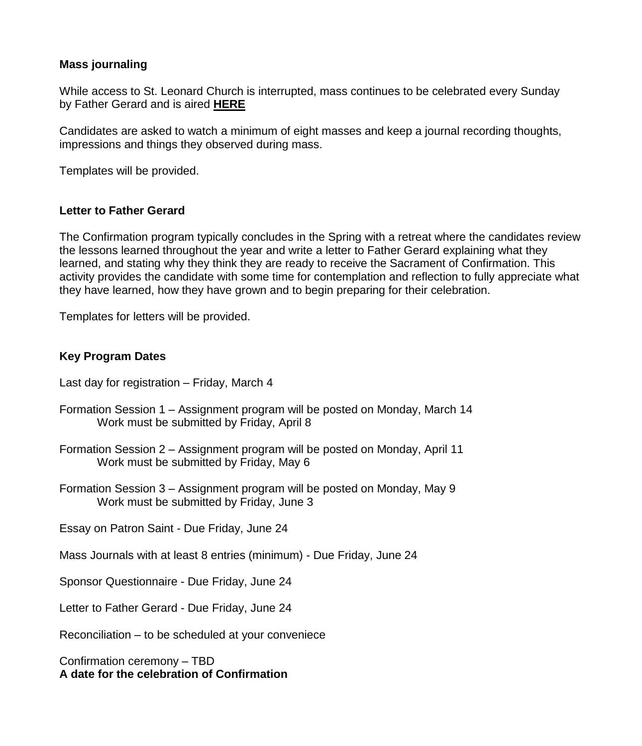**Mass journaling**

While access to St. Leonard Church is interrupted, mass continues to be celebrated every Sunday by Father Gerard and is aired **HERE**

Candidates are asked to watch a minimum of eight masses and keep a journal recording thoughts, impressions and things they observed during mass.

Templates will be provided.

**Letter to Father Gerard**

The Confirmation program typically concludes in the Spring with a retreat where the candidates review the lessons learned throughout the year and write a letter to Father Gerard explaining what they learned, and stating why they think they are ready to receive the Sacrament of Confirmation. This activity provides the candidate with some time for contemplation and reflection to fully appreciate what they have learned, how they have grown and to begin preparing for their celebration.

Templates for letters will be provided.

**Key Program Dates**

Last day for registration – Friday, March 4

Formation Session 1 – Assignment program will be posted on Monday, March 14
    Work must be submitted by Friday, April 8

Formation Session 2 – Assignment program will be posted on Monday, April 11
    Work must be submitted by Friday, May 6

Formation Session 3 – Assignment program will be posted on Monday, May 9
    Work must be submitted by Friday, June 3

Essay on Patron Saint - Due Friday, June 24

Mass Journals with at least 8 entries (minimum) - Due Friday, June 24

Sponsor Questionnaire - Due Friday, June 24

Letter to Father Gerard - Due Friday, June 24

Reconciliation – to be scheduled at your conveniece

Confirmation ceremony – TBD
**A date for the celebration of Confirmation**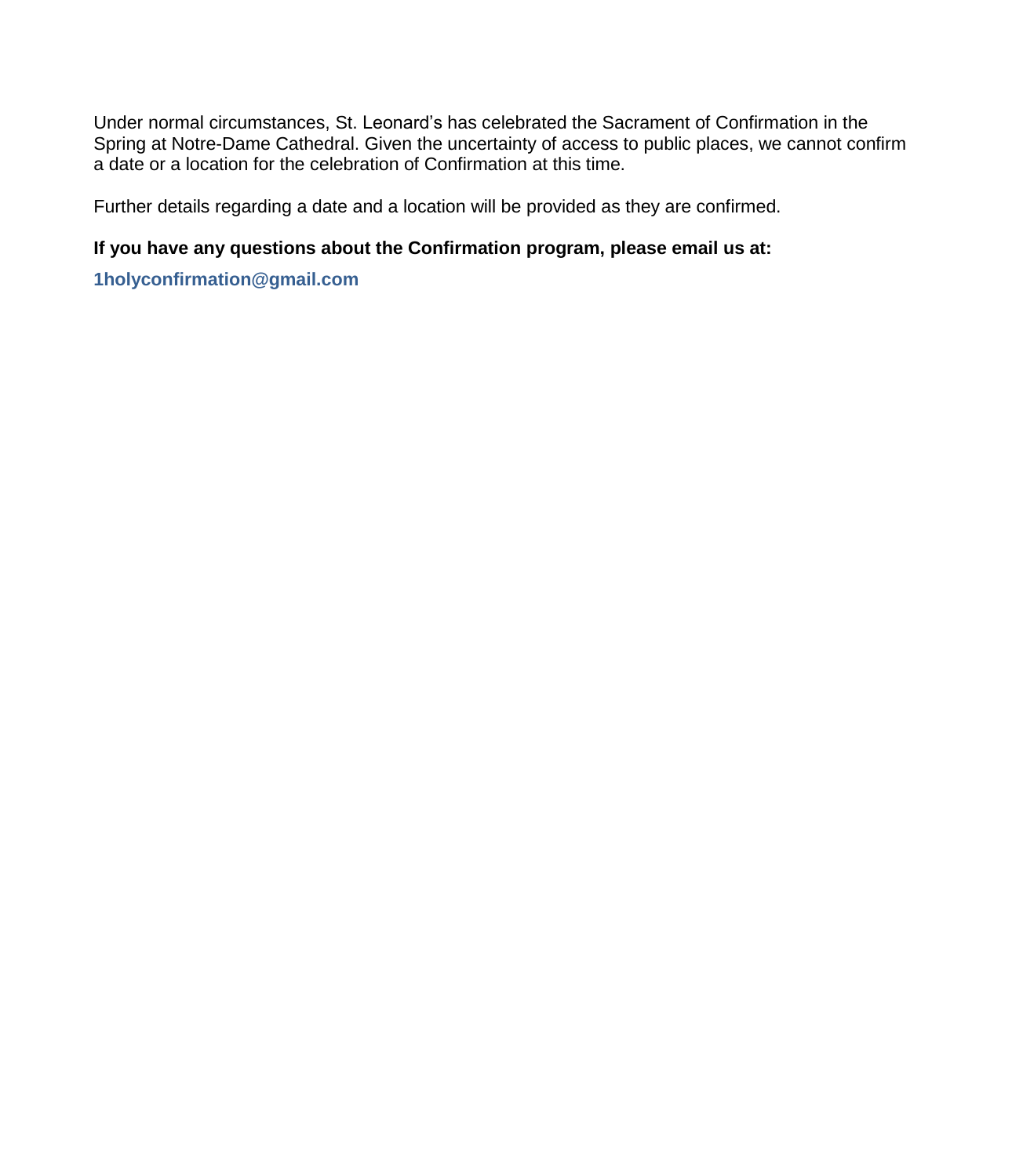Under normal circumstances, St. Leonard’s has celebrated the Sacrament of Confirmation in the Spring at Notre-Dame Cathedral. Given the uncertainty of access to public places, we cannot confirm a date or a location for the celebration of Confirmation at this time.

Further details regarding a date and a location will be provided as they are confirmed.

**If you have any questions about the Confirmation program, please email us at:**

**1holyconfirmation@gmail.com**